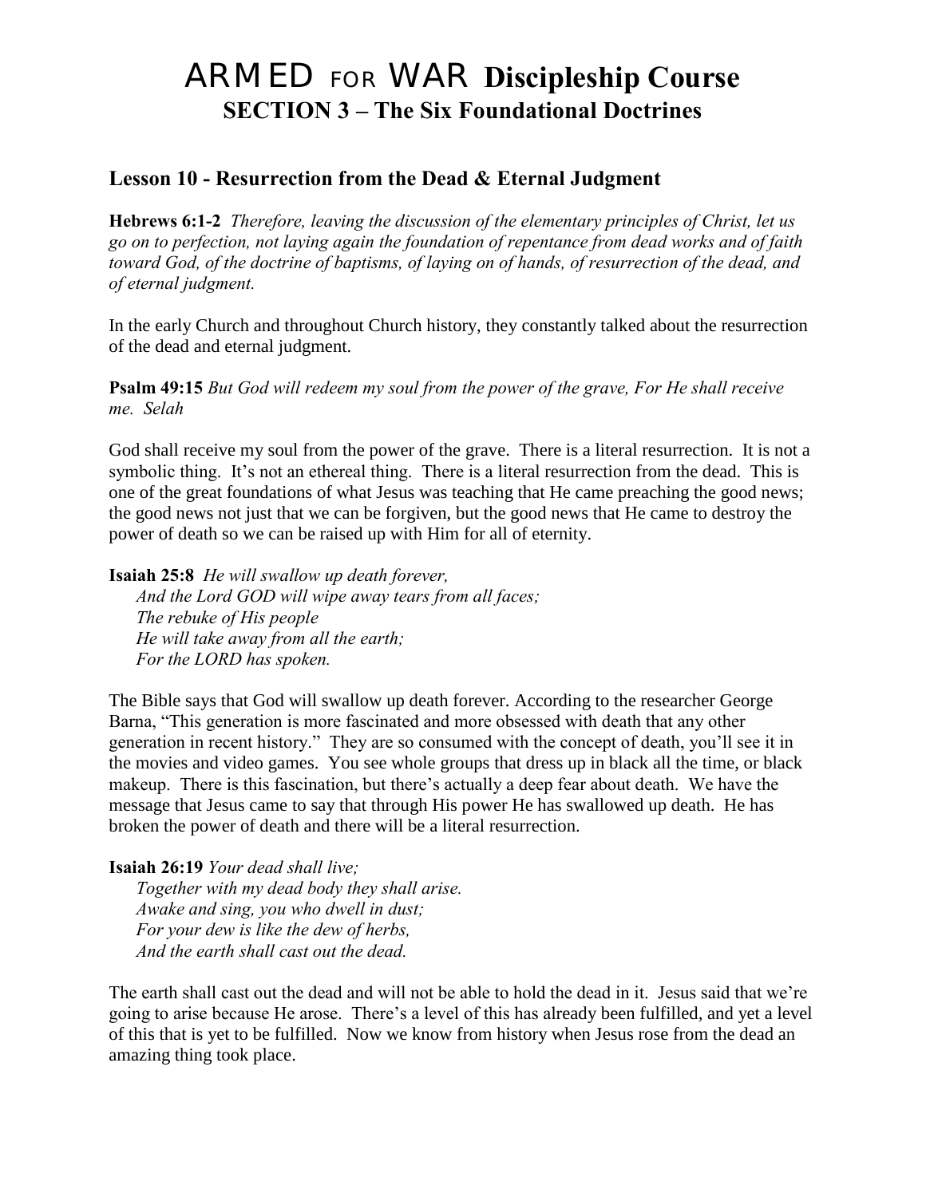# ARMED FOR WAR Discipleship Course
## SECTION 3 – The Six Foundational Doctrines

### Lesson 10 - Resurrection from the Dead & Eternal Judgment

**Hebrews 6:1-2** *Therefore, leaving the discussion of the elementary principles of Christ, let us go on to perfection, not laying again the foundation of repentance from dead works and of faith toward God, of the doctrine of baptisms, of laying on of hands, of resurrection of the dead, and of eternal judgment.*

In the early Church and throughout Church history, they constantly talked about the resurrection of the dead and eternal judgment.

**Psalm 49:15** *But God will redeem my soul from the power of the grave, For He shall receive me. Selah*

God shall receive my soul from the power of the grave. There is a literal resurrection. It is not a symbolic thing. It's not an ethereal thing. There is a literal resurrection from the dead. This is one of the great foundations of what Jesus was teaching that He came preaching the good news; the good news not just that we can be forgiven, but the good news that He came to destroy the power of death so we can be raised up with Him for all of eternity.

**Isaiah 25:8** *He will swallow up death forever,*
*And the Lord GOD will wipe away tears from all faces;*
*The rebuke of His people*
*He will take away from all the earth;*
*For the LORD has spoken.*

The Bible says that God will swallow up death forever. According to the researcher George Barna, "This generation is more fascinated and more obsessed with death that any other generation in recent history." They are so consumed with the concept of death, you'll see it in the movies and video games. You see whole groups that dress up in black all the time, or black makeup. There is this fascination, but there's actually a deep fear about death. We have the message that Jesus came to say that through His power He has swallowed up death. He has broken the power of death and there will be a literal resurrection.

**Isaiah 26:19** *Your dead shall live;*
*Together with my dead body they shall arise.*
*Awake and sing, you who dwell in dust;*
*For your dew is like the dew of herbs,*
*And the earth shall cast out the dead.*

The earth shall cast out the dead and will not be able to hold the dead in it. Jesus said that we're going to arise because He arose. There's a level of this has already been fulfilled, and yet a level of this that is yet to be fulfilled. Now we know from history when Jesus rose from the dead an amazing thing took place.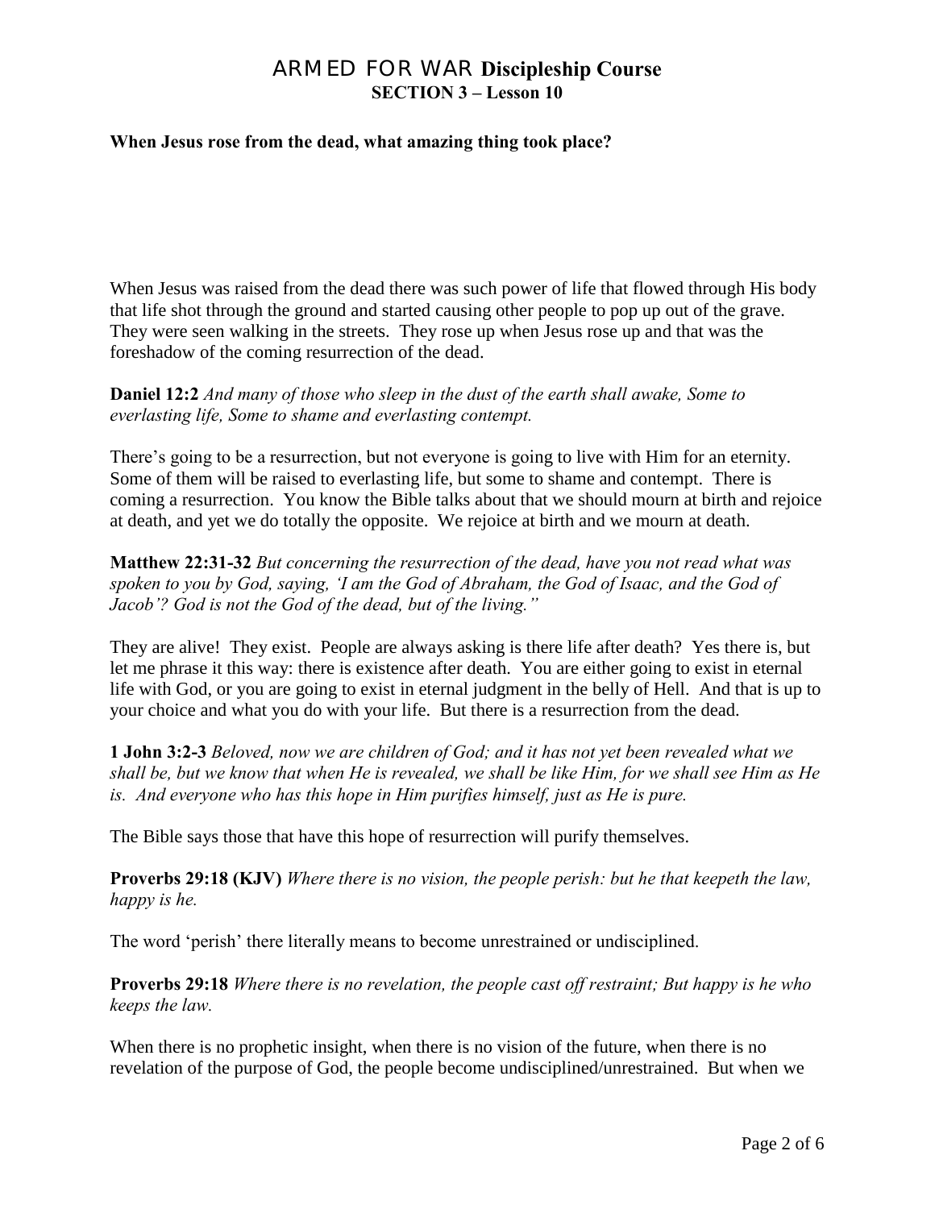**When Jesus rose from the dead, what amazing thing took place?**

When Jesus was raised from the dead there was such power of life that flowed through His body that life shot through the ground and started causing other people to pop up out of the grave. They were seen walking in the streets. They rose up when Jesus rose up and that was the foreshadow of the coming resurrection of the dead.

**Daniel 12:2** *And many of those who sleep in the dust of the earth shall awake, Some to everlasting life, Some to shame and everlasting contempt.*

There's going to be a resurrection, but not everyone is going to live with Him for an eternity. Some of them will be raised to everlasting life, but some to shame and contempt. There is coming a resurrection. You know the Bible talks about that we should mourn at birth and rejoice at death, and yet we do totally the opposite. We rejoice at birth and we mourn at death.

**Matthew 22:31-32** *But concerning the resurrection of the dead, have you not read what was spoken to you by God, saying, 'I am the God of Abraham, the God of Isaac, and the God of Jacob'? God is not the God of the dead, but of the living."*

They are alive! They exist. People are always asking is there life after death? Yes there is, but let me phrase it this way: there is existence after death. You are either going to exist in eternal life with God, or you are going to exist in eternal judgment in the belly of Hell. And that is up to your choice and what you do with your life. But there is a resurrection from the dead.

**1 John 3:2-3** *Beloved, now we are children of God; and it has not yet been revealed what we shall be, but we know that when He is revealed, we shall be like Him, for we shall see Him as He is. And everyone who has this hope in Him purifies himself, just as He is pure.*

The Bible says those that have this hope of resurrection will purify themselves.

**Proverbs 29:18 (KJV)** *Where there is no vision, the people perish: but he that keepeth the law, happy is he.*

The word 'perish' there literally means to become unrestrained or undisciplined.

**Proverbs 29:18** *Where there is no revelation, the people cast off restraint; But happy is he who keeps the law.*

When there is no prophetic insight, when there is no vision of the future, when there is no revelation of the purpose of God, the people become undisciplined/unrestrained. But when we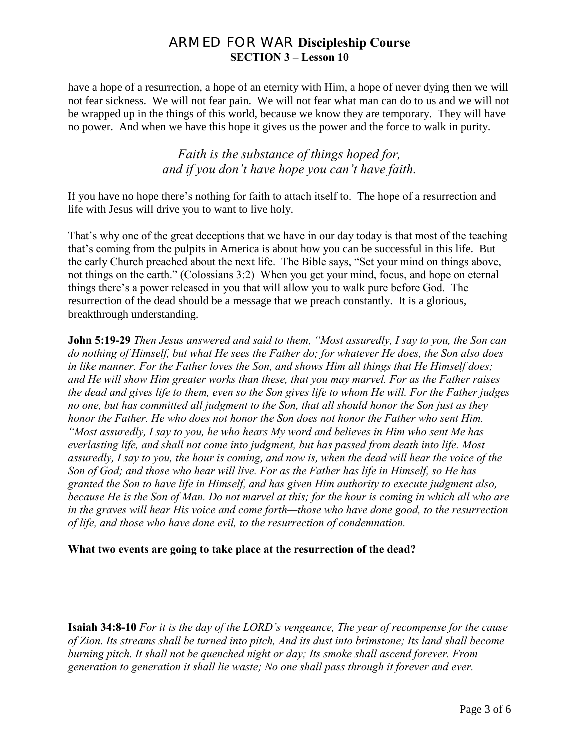have a hope of a resurrection, a hope of an eternity with Him, a hope of never dying then we will not fear sickness. We will not fear pain. We will not fear what man can do to us and we will not be wrapped up in the things of this world, because we know they are temporary. They will have no power. And when we have this hope it gives us the power and the force to walk in purity.

*Faith is the substance of things hoped for,*
*and if you don't have hope you can't have faith.*

If you have no hope there's nothing for faith to attach itself to. The hope of a resurrection and life with Jesus will drive you to want to live holy.

That's why one of the great deceptions that we have in our day today is that most of the teaching that's coming from the pulpits in America is about how you can be successful in this life. But the early Church preached about the next life. The Bible says, "Set your mind on things above, not things on the earth." (Colossians 3:2) When you get your mind, focus, and hope on eternal things there's a power released in you that will allow you to walk pure before God. The resurrection of the dead should be a message that we preach constantly. It is a glorious, breakthrough understanding.

**John 5:19-29** *Then Jesus answered and said to them, "Most assuredly, I say to you, the Son can do nothing of Himself, but what He sees the Father do; for whatever He does, the Son also does in like manner. For the Father loves the Son, and shows Him all things that He Himself does; and He will show Him greater works than these, that you may marvel. For as the Father raises the dead and gives life to them, even so the Son gives life to whom He will. For the Father judges no one, but has committed all judgment to the Son, that all should honor the Son just as they honor the Father. He who does not honor the Son does not honor the Father who sent Him. "Most assuredly, I say to you, he who hears My word and believes in Him who sent Me has everlasting life, and shall not come into judgment, but has passed from death into life. Most assuredly, I say to you, the hour is coming, and now is, when the dead will hear the voice of the Son of God; and those who hear will live. For as the Father has life in Himself, so He has granted the Son to have life in Himself, and has given Him authority to execute judgment also, because He is the Son of Man. Do not marvel at this; for the hour is coming in which all who are in the graves will hear His voice and come forth—those who have done good, to the resurrection of life, and those who have done evil, to the resurrection of condemnation.*

**What two events are going to take place at the resurrection of the dead?**

**Isaiah 34:8-10** *For it is the day of the LORD's vengeance, The year of recompense for the cause of Zion. Its streams shall be turned into pitch, And its dust into brimstone; Its land shall become burning pitch. It shall not be quenched night or day; Its smoke shall ascend forever. From generation to generation it shall lie waste; No one shall pass through it forever and ever.*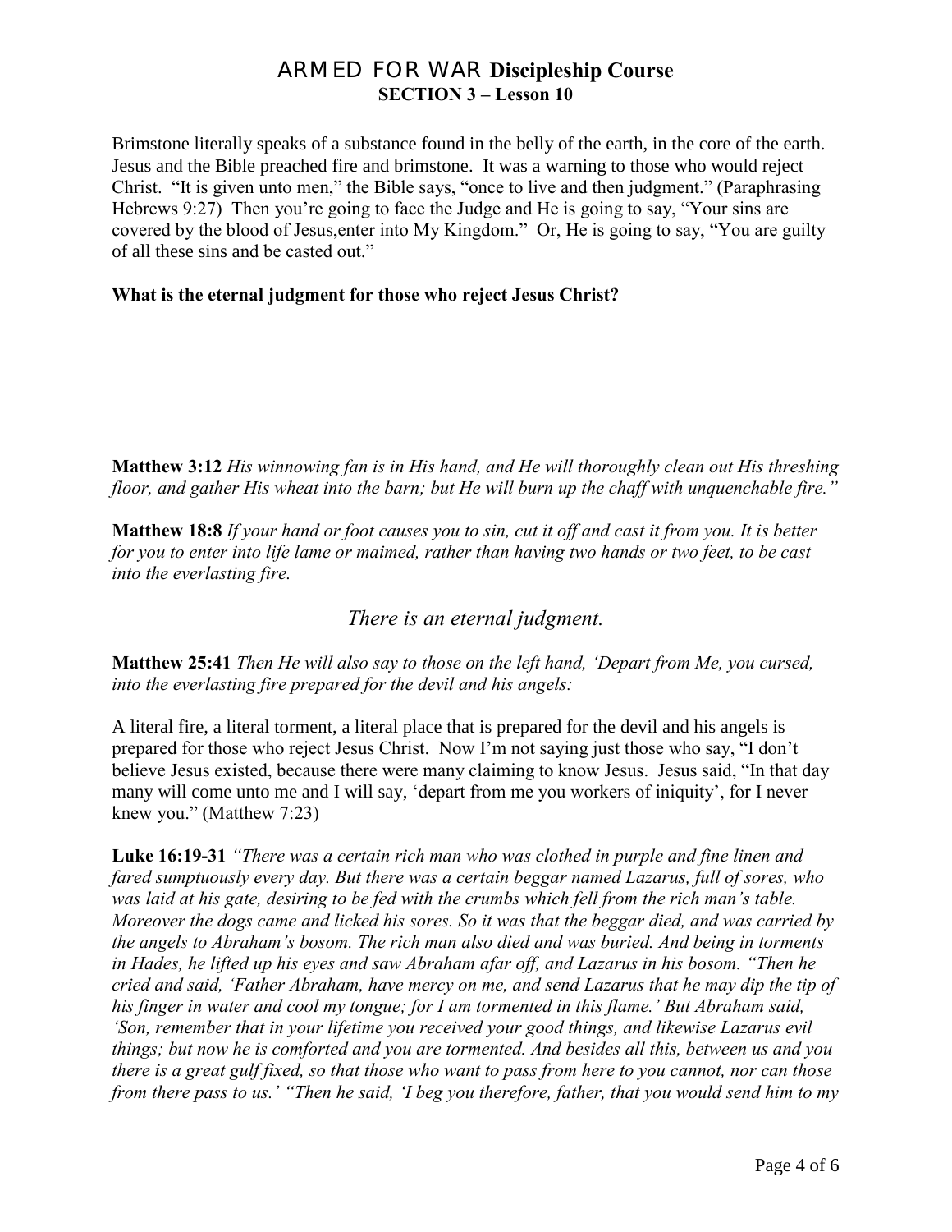Brimstone literally speaks of a substance found in the belly of the earth, in the core of the earth. Jesus and the Bible preached fire and brimstone. It was a warning to those who would reject Christ. "It is given unto men," the Bible says, "once to live and then judgment." (Paraphrasing Hebrews 9:27) Then you're going to face the Judge and He is going to say, "Your sins are covered by the blood of Jesus,enter into My Kingdom." Or, He is going to say, "You are guilty of all these sins and be casted out."

**What is the eternal judgment for those who reject Jesus Christ?**

**Matthew 3:12** *His winnowing fan is in His hand, and He will thoroughly clean out His threshing floor, and gather His wheat into the barn; but He will burn up the chaff with unquenchable fire."*

**Matthew 18:8** *If your hand or foot causes you to sin, cut it off and cast it from you. It is better for you to enter into life lame or maimed, rather than having two hands or two feet, to be cast into the everlasting fire.*

*There is an eternal judgment.*

**Matthew 25:41** *Then He will also say to those on the left hand, 'Depart from Me, you cursed, into the everlasting fire prepared for the devil and his angels:*

A literal fire, a literal torment, a literal place that is prepared for the devil and his angels is prepared for those who reject Jesus Christ. Now I'm not saying just those who say, "I don't believe Jesus existed, because there were many claiming to know Jesus. Jesus said, "In that day many will come unto me and I will say, 'depart from me you workers of iniquity', for I never knew you." (Matthew 7:23)

**Luke 16:19-31** *"There was a certain rich man who was clothed in purple and fine linen and fared sumptuously every day. But there was a certain beggar named Lazarus, full of sores, who was laid at his gate, desiring to be fed with the crumbs which fell from the rich man's table. Moreover the dogs came and licked his sores. So it was that the beggar died, and was carried by the angels to Abraham's bosom. The rich man also died and was buried. And being in torments in Hades, he lifted up his eyes and saw Abraham afar off, and Lazarus in his bosom. "Then he cried and said, 'Father Abraham, have mercy on me, and send Lazarus that he may dip the tip of his finger in water and cool my tongue; for I am tormented in this flame.' But Abraham said, 'Son, remember that in your lifetime you received your good things, and likewise Lazarus evil things; but now he is comforted and you are tormented. And besides all this, between us and you there is a great gulf fixed, so that those who want to pass from here to you cannot, nor can those from there pass to us.' "Then he said, 'I beg you therefore, father, that you would send him to my*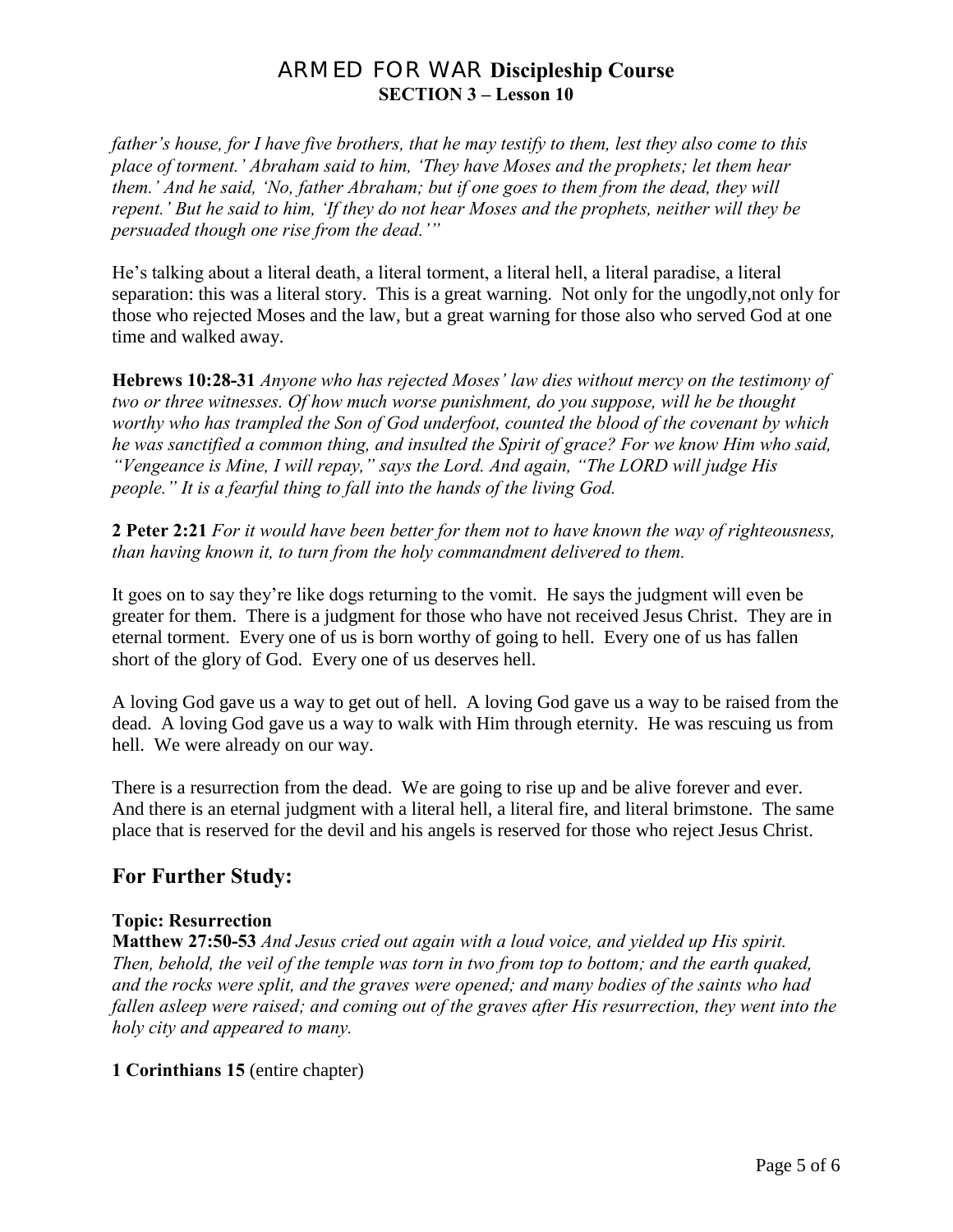*father's house, for I have five brothers, that he may testify to them, lest they also come to this place of torment.' Abraham said to him, 'They have Moses and the prophets; let them hear them.' And he said, 'No, father Abraham; but if one goes to them from the dead, they will repent.' But he said to him, 'If they do not hear Moses and the prophets, neither will they be persuaded though one rise from the dead.'"*

He's talking about a literal death, a literal torment, a literal hell, a literal paradise, a literal separation: this was a literal story. This is a great warning. Not only for the ungodly,not only for those who rejected Moses and the law, but a great warning for those also who served God at one time and walked away.

**Hebrews 10:28-31** *Anyone who has rejected Moses' law dies without mercy on the testimony of two or three witnesses. Of how much worse punishment, do you suppose, will he be thought worthy who has trampled the Son of God underfoot, counted the blood of the covenant by which he was sanctified a common thing, and insulted the Spirit of grace? For we know Him who said, "Vengeance is Mine, I will repay," says the Lord. And again, "The LORD will judge His people." It is a fearful thing to fall into the hands of the living God.*

**2 Peter 2:21** *For it would have been better for them not to have known the way of righteousness, than having known it, to turn from the holy commandment delivered to them.*

It goes on to say they're like dogs returning to the vomit. He says the judgment will even be greater for them. There is a judgment for those who have not received Jesus Christ. They are in eternal torment. Every one of us is born worthy of going to hell. Every one of us has fallen short of the glory of God. Every one of us deserves hell.

A loving God gave us a way to get out of hell. A loving God gave us a way to be raised from the dead. A loving God gave us a way to walk with Him through eternity. He was rescuing us from hell. We were already on our way.

There is a resurrection from the dead. We are going to rise up and be alive forever and ever. And there is an eternal judgment with a literal hell, a literal fire, and literal brimstone. The same place that is reserved for the devil and his angels is reserved for those who reject Jesus Christ.

## For Further Study:

**Topic: Resurrection**
**Matthew 27:50-53** *And Jesus cried out again with a loud voice, and yielded up His spirit. Then, behold, the veil of the temple was torn in two from top to bottom; and the earth quaked, and the rocks were split, and the graves were opened; and many bodies of the saints who had fallen asleep were raised; and coming out of the graves after His resurrection, they went into the holy city and appeared to many.*

**1 Corinthians 15** (entire chapter)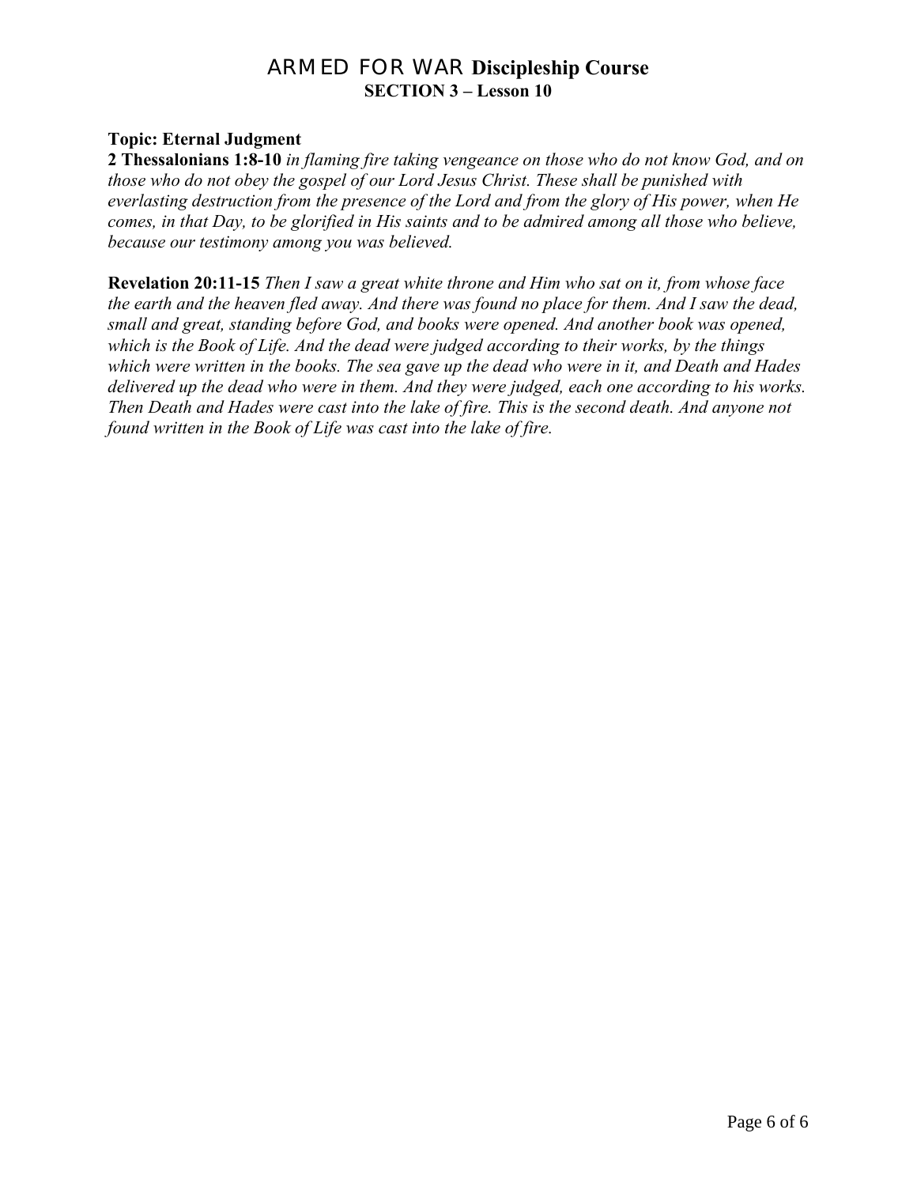**Topic: Eternal Judgment**

**2 Thessalonians 1:8-10** *in flaming fire taking vengeance on those who do not know God, and on those who do not obey the gospel of our Lord Jesus Christ. These shall be punished with everlasting destruction from the presence of the Lord and from the glory of His power, when He comes, in that Day, to be glorified in His saints and to be admired among all those who believe, because our testimony among you was believed.*

**Revelation 20:11-15** *Then I saw a great white throne and Him who sat on it, from whose face the earth and the heaven fled away. And there was found no place for them. And I saw the dead, small and great, standing before God, and books were opened. And another book was opened, which is the Book of Life. And the dead were judged according to their works, by the things which were written in the books. The sea gave up the dead who were in it, and Death and Hades delivered up the dead who were in them. And they were judged, each one according to his works. Then Death and Hades were cast into the lake of fire. This is the second death. And anyone not found written in the Book of Life was cast into the lake of fire.*